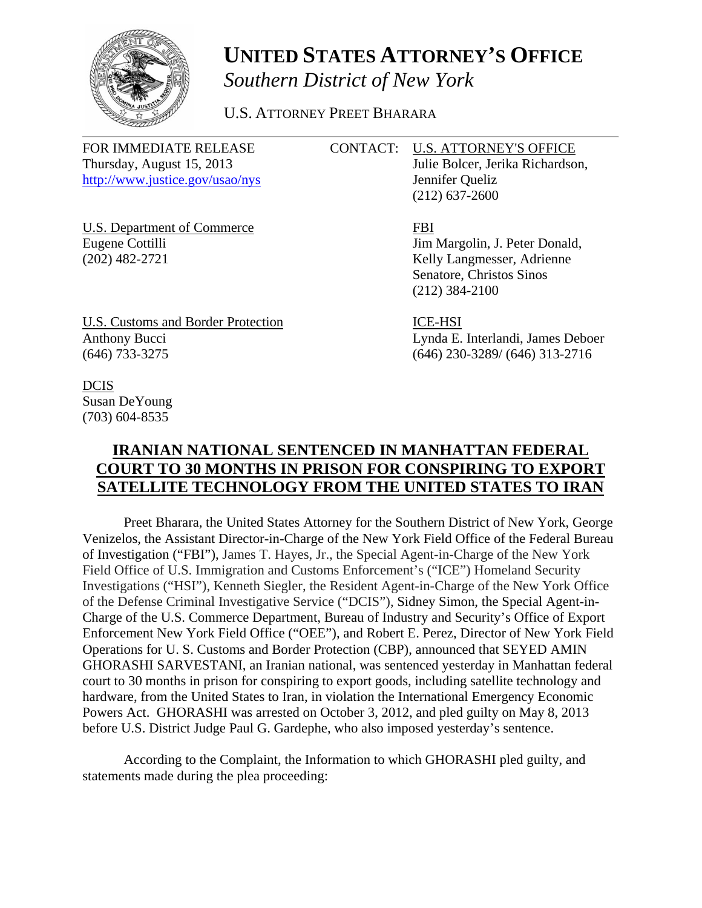# UNITED STATES ATTORNEY'S OFFICE

*Southern District of New York*

U.S. ATTORNEY PREET BHARARA

FOR IMMEDIATE RELEASE
Thursday, August 15, 2013
http://www.justice.gov/usao/nys

CONTACT: U.S. ATTORNEY'S OFFICE
Julie Bolcer, Jerika Richardson, Jennifer Queliz
(212) 637-2600

U.S. Department of Commerce
Eugene Cottilli
(202) 482-2721

FBI
Jim Margolin, J. Peter Donald, Kelly Langmesser, Adrienne Senatore, Christos Sinos
(212) 384-2100

U.S. Customs and Border Protection
Anthony Bucci
(646) 733-3275

ICE-HSI
Lynda E. Interlandi, James Deboer
(646) 230-3289/ (646) 313-2716

DCIS
Susan DeYoung
(703) 604-8535

## IRANIAN NATIONAL SENTENCED IN MANHATTAN FEDERAL COURT TO 30 MONTHS IN PRISON FOR CONSPIRING TO EXPORT SATELLITE TECHNOLOGY FROM THE UNITED STATES TO IRAN

Preet Bharara, the United States Attorney for the Southern District of New York, George Venizelos, the Assistant Director-in-Charge of the New York Field Office of the Federal Bureau of Investigation ("FBI"), James T. Hayes, Jr., the Special Agent-in-Charge of the New York Field Office of U.S. Immigration and Customs Enforcement's ("ICE") Homeland Security Investigations ("HSI"), Kenneth Siegler, the Resident Agent-in-Charge of the New York Office of the Defense Criminal Investigative Service ("DCIS"), Sidney Simon, the Special Agent-in-Charge of the U.S. Commerce Department, Bureau of Industry and Security's Office of Export Enforcement New York Field Office ("OEE"), and Robert E. Perez, Director of New York Field Operations for U. S. Customs and Border Protection (CBP), announced that SEYED AMIN GHORASHI SARVESTANI, an Iranian national, was sentenced yesterday in Manhattan federal court to 30 months in prison for conspiring to export goods, including satellite technology and hardware, from the United States to Iran, in violation the International Emergency Economic Powers Act. GHORASHI was arrested on October 3, 2012, and pled guilty on May 8, 2013 before U.S. District Judge Paul G. Gardephe, who also imposed yesterday's sentence.

According to the Complaint, the Information to which GHORASHI pled guilty, and statements made during the plea proceeding: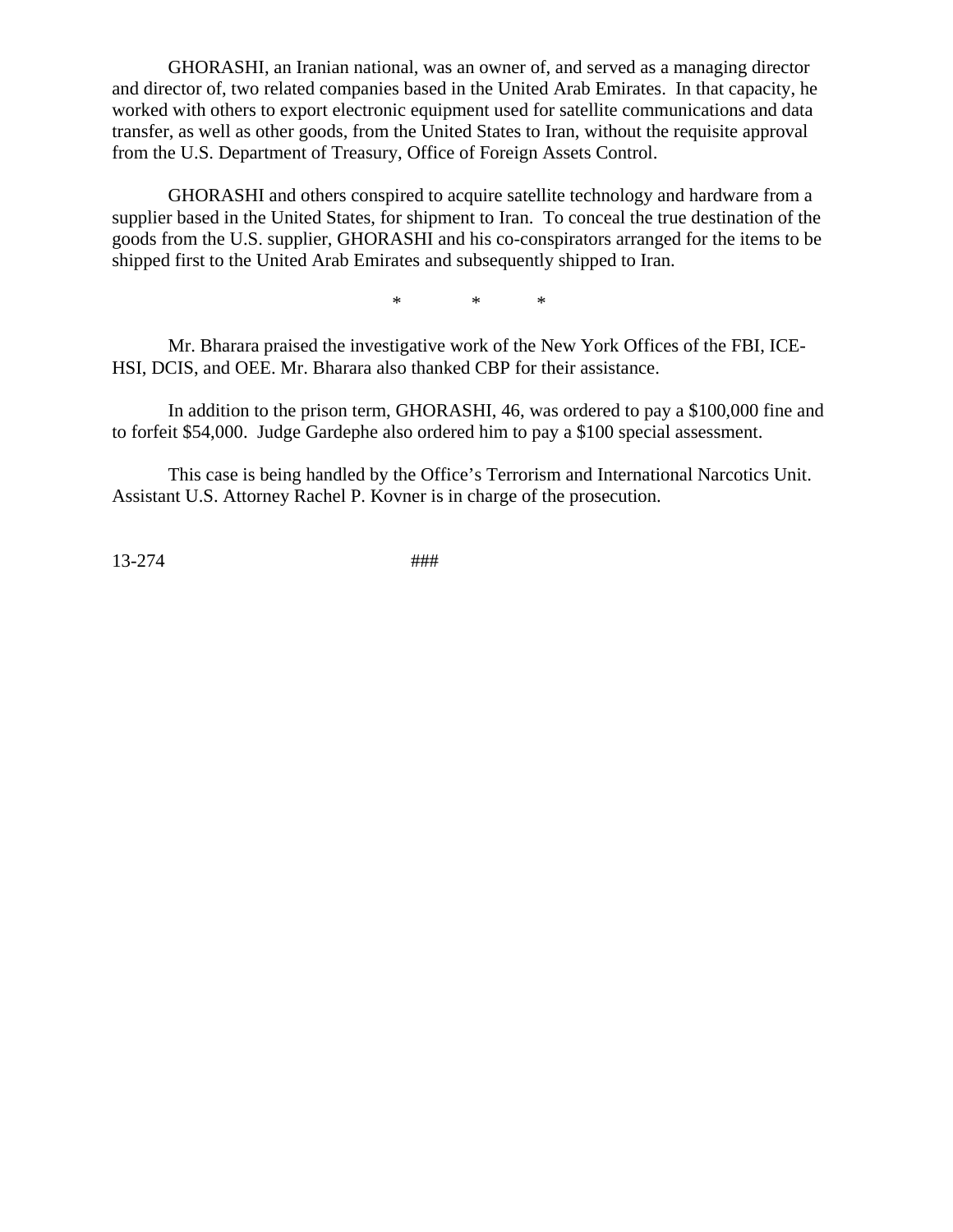GHORASHI, an Iranian national, was an owner of, and served as a managing director and director of, two related companies based in the United Arab Emirates. In that capacity, he worked with others to export electronic equipment used for satellite communications and data transfer, as well as other goods, from the United States to Iran, without the requisite approval from the U.S. Department of Treasury, Office of Foreign Assets Control.

GHORASHI and others conspired to acquire satellite technology and hardware from a supplier based in the United States, for shipment to Iran. To conceal the true destination of the goods from the U.S. supplier, GHORASHI and his co-conspirators arranged for the items to be shipped first to the United Arab Emirates and subsequently shipped to Iran.

\* \* \*

Mr. Bharara praised the investigative work of the New York Offices of the FBI, ICE-HSI, DCIS, and OEE. Mr. Bharara also thanked CBP for their assistance.

In addition to the prison term, GHORASHI, 46, was ordered to pay a $100,000 fine and to forfeit $54,000. Judge Gardephe also ordered him to pay a $100 special assessment.

This case is being handled by the Office's Terrorism and International Narcotics Unit. Assistant U.S. Attorney Rachel P. Kovner is in charge of the prosecution.

13-274 ###